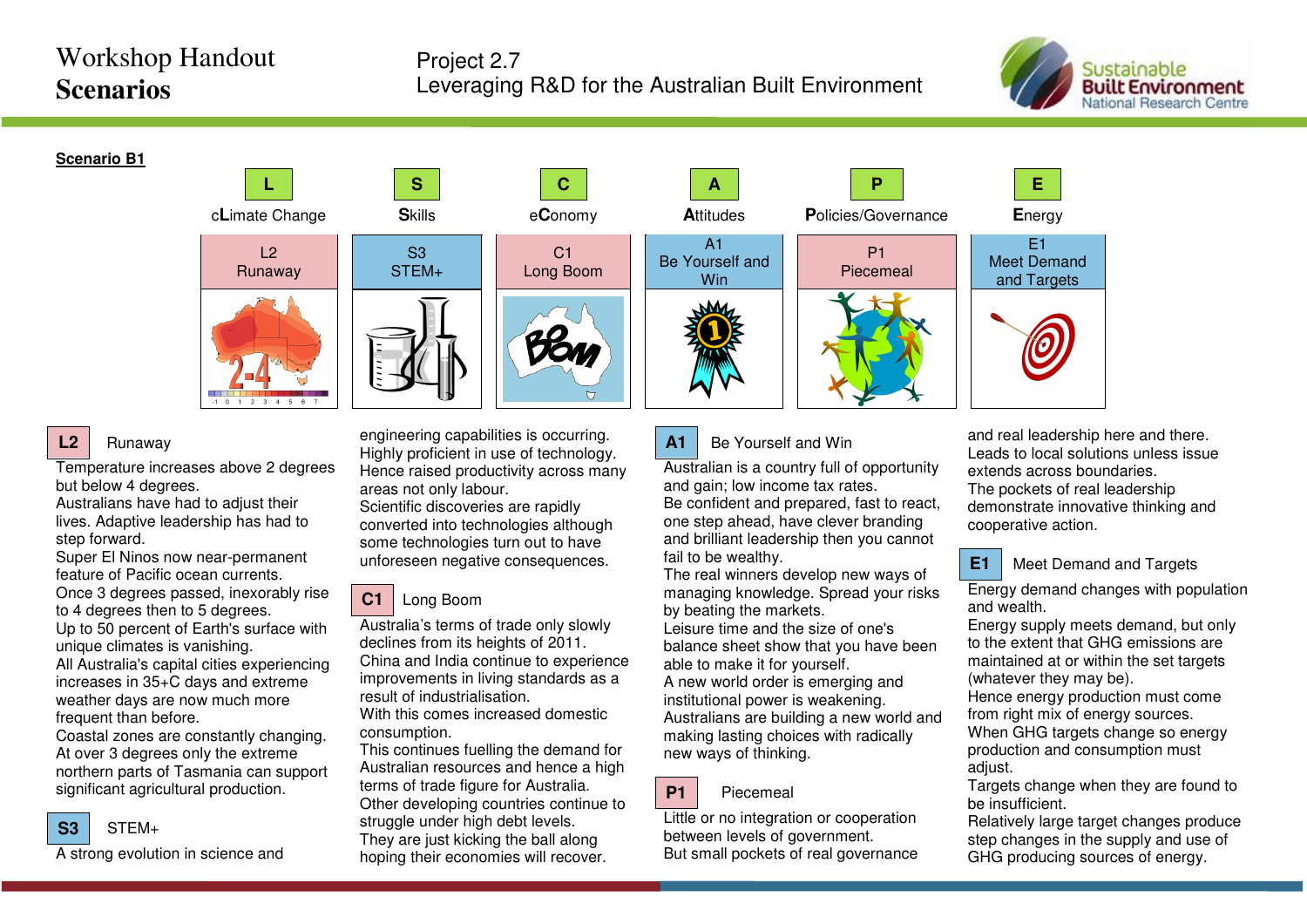# Workshop Handout
# Scenarios

Project 2.7
Leveraging R&D for the Australian Built Environment

Sustainable Built Environment National Research Centre

**Scenario B1**

| L | S | C | A | P | E |
|---|---|---|---|---|---|
| cLimate Change | Skills | eConomy | Attitudes | Policies/Governance | Energy |
| L2 Runaway | S3 STEM+ | C1 Long Boom | A1 Be Yourself and Win | P1 Piecemeal | E1 Meet Demand and Targets |

### L2 Runaway

Temperature increases above 2 degrees but below 4 degrees.
Australians have had to adjust their lives. Adaptive leadership has had to step forward.
Super El Ninos now near-permanent feature of Pacific ocean currents.
Once 3 degrees passed, inexorably rise to 4 degrees then to 5 degrees.
Up to 50 percent of Earth's surface with unique climates is vanishing.
All Australia's capital cities experiencing increases in 35+C days and extreme weather days are now much more frequent than before.
Coastal zones are constantly changing.
At over 3 degrees only the extreme northern parts of Tasmania can support significant agricultural production.

### S3 STEM+

A strong evolution in science and engineering capabilities is occurring.
Highly proficient in use of technology.
Hence raised productivity across many areas not only labour.
Scientific discoveries are rapidly converted into technologies although some technologies turn out to have unforeseen negative consequences.

### C1 Long Boom

Australia's terms of trade only slowly declines from its heights of 2011.
China and India continue to experience improvements in living standards as a result of industrialisation.
With this comes increased domestic consumption.
This continues fuelling the demand for Australian resources and hence a high terms of trade figure for Australia.
Other developing countries continue to struggle under high debt levels.
They are just kicking the ball along hoping their economies will recover.

### A1 Be Yourself and Win

Australian is a country full of opportunity and gain; low income tax rates.
Be confident and prepared, fast to react, one step ahead, have clever branding and brilliant leadership then you cannot fail to be wealthy.
The real winners develop new ways of managing knowledge. Spread your risks by beating the markets.
Leisure time and the size of one's balance sheet show that you have been able to make it for yourself.
A new world order is emerging and institutional power is weakening.
Australians are building a new world and making lasting choices with radically new ways of thinking.

### P1 Piecemeal

Little or no integration or cooperation between levels of government.
But small pockets of real governance and real leadership here and there.
Leads to local solutions unless issue extends across boundaries.
The pockets of real leadership demonstrate innovative thinking and cooperative action.

### E1 Meet Demand and Targets

Energy demand changes with population and wealth.
Energy supply meets demand, but only to the extent that GHG emissions are maintained at or within the set targets (whatever they may be).
Hence energy production must come from right mix of energy sources.
When GHG targets change so energy production and consumption must adjust.
Targets change when they are found to be insufficient.
Relatively large target changes produce step changes in the supply and use of GHG producing sources of energy.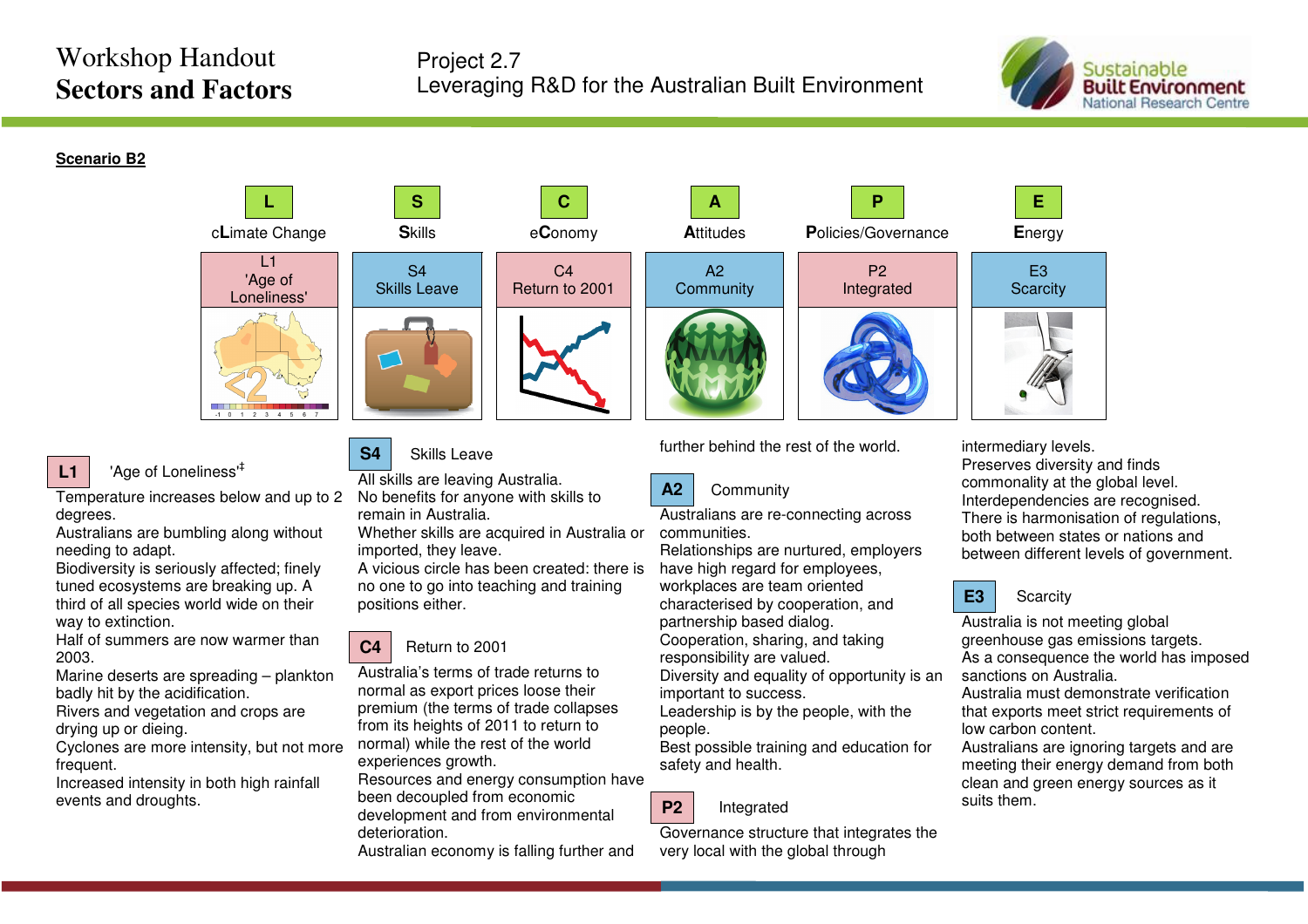# Workshop Handout
## Sectors and Factors

Project 2.7
Leveraging R&D for the Australian Built Environment

**Scenario B2**

| L | S | C | A | P | E |
|---|---|---|---|---|---|
| cLimate Change | Skills | eConomy | Attitudes | Policies/Governance | Energy |
| L1 'Age of Loneliness' | S4 Skills Leave | C4 Return to 2001 | A2 Community | P2 Integrated | E3 Scarcity |

### L1 'Age of Loneliness'[‡]

Temperature increases below and up to 2 degrees.
Australians are bumbling along without needing to adapt.
Biodiversity is seriously affected; finely tuned ecosystems are breaking up. A third of all species world wide on their way to extinction.
Half of summers are now warmer than 2003.
Marine deserts are spreading – plankton badly hit by the acidification.
Rivers and vegetation and crops are drying up or dieing.
Cyclones are more intensity, but not more frequent.
Increased intensity in both high rainfall events and droughts.

### S4 Skills Leave

All skills are leaving Australia.
No benefits for anyone with skills to remain in Australia.
Whether skills are acquired in Australia or imported, they leave.
A vicious circle has been created: there is no one to go into teaching and training positions either.

### C4 Return to 2001

Australia's terms of trade returns to normal as export prices loose their premium (the terms of trade collapses from its heights of 2011 to return to normal) while the rest of the world experiences growth.
Resources and energy consumption have been decoupled from economic development and from environmental deterioration.
Australian economy is falling further and further behind the rest of the world.

### A2 Community

Australians are re-connecting across communities.
Relationships are nurtured, employers have high regard for employees, workplaces are team oriented characterised by cooperation, and partnership based dialog.
Cooperation, sharing, and taking responsibility are valued.
Diversity and equality of opportunity is an important to success.
Leadership is by the people, with the people.
Best possible training and education for safety and health.

### P2 Integrated

Governance structure that integrates the very local with the global through intermediary levels.
Preserves diversity and finds commonality at the global level.
Interdependencies are recognised.
There is harmonisation of regulations, both between states or nations and between different levels of government.

### E3 Scarcity

Australia is not meeting global greenhouse gas emissions targets.
As a consequence the world has imposed sanctions on Australia.
Australia must demonstrate verification that exports meet strict requirements of low carbon content.
Australians are ignoring targets and are meeting their energy demand from both clean and green energy sources as it suits them.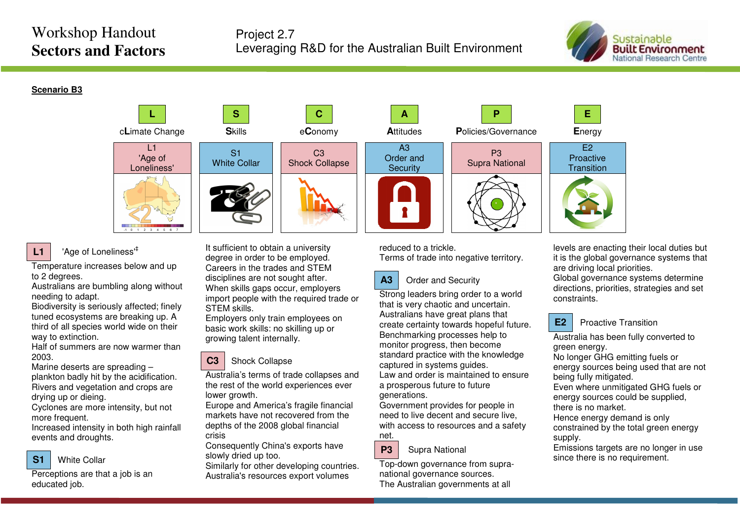# Workshop Handout
## Sectors and Factors

Project 2.7
Leveraging R&D for the Australian Built Environment

**Scenario B3**

| L | S | C | A | P | E |
|---|---|---|---|---|---|
| cLimate Change | Skills | eConomy | Attitudes | Policies/Governance | Energy |
| L1 'Age of Loneliness' | S1 White Collar | C3 Shock Collapse | A3 Order and Security | P3 Supra National | E2 Proactive Transition |

**L1** 'Age of Loneliness'[‡]

Temperature increases below and up to 2 degrees.
Australians are bumbling along without needing to adapt.
Biodiversity is seriously affected; finely tuned ecosystems are breaking up. A third of all species world wide on their way to extinction.
Half of summers are now warmer than 2003.
Marine deserts are spreading – plankton badly hit by the acidification.
Rivers and vegetation and crops are drying up or dieing.
Cyclones are more intensity, but not more frequent.
Increased intensity in both high rainfall events and droughts.

**S1** White Collar

Perceptions are that a job is an educated job.
It sufficient to obtain a university degree in order to be employed.
Careers in the trades and STEM disciplines are not sought after.
When skills gaps occur, employers import people with the required trade or STEM skills.
Employers only train employees on basic work skills: no skilling up or growing talent internally.

**C3** Shock Collapse

Australia's terms of trade collapses and the rest of the world experiences ever lower growth.
Europe and America's fragile financial markets have not recovered from the depths of the 2008 global financial crisis
Consequently China's exports have slowly dried up too.
Similarly for other developing countries.
Australia's resources export volumes reduced to a trickle.
Terms of trade into negative territory.

**A3** Order and Security

Strong leaders bring order to a world that is very chaotic and uncertain.
Australians have great plans that create certainty towards hopeful future.
Benchmarking processes help to monitor progress, then become standard practice with the knowledge captured in systems guides.
Law and order is maintained to ensure a prosperous future to future generations.
Government provides for people in need to live decent and secure live, with access to resources and a safety net.

**P3** Supra National

Top-down governance from supra-national governance sources.
The Australian governments at all levels are enacting their local duties but it is the global governance systems that are driving local priorities.
Global governance systems determine directions, priorities, strategies and set constraints.

**E2** Proactive Transition

Australia has been fully converted to green energy.
No longer GHG emitting fuels or energy sources being used that are not being fully mitigated.
Even where unmitigated GHG fuels or energy sources could be supplied, there is no market.
Hence energy demand is only constrained by the total green energy supply.
Emissions targets are no longer in use since there is no requirement.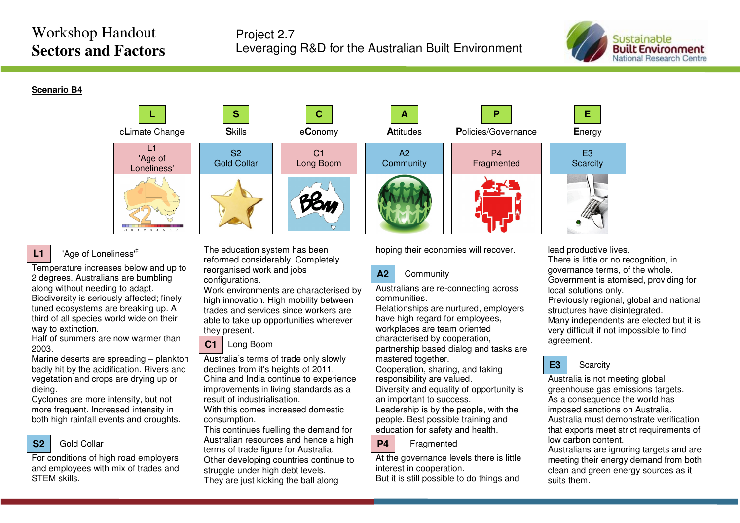# Workshop Handout
# Sectors and Factors

Project 2.7
Leveraging R&D for the Australian Built Environment

Sustainable Built Environment National Research Centre

**Scenario B4**

| L | S | C | A | P | E |
|---|---|---|---|---|---|
| cLimate Change | Skills | eConomy | Attitudes | Policies/Governance | Energy |
| L1 'Age of Loneliness' | S2 Gold Collar | C1 Long Boom | A2 Community | P4 Fragmented | E3 Scarcity |

**L1** 'Age of Loneliness'[‡]

Temperature increases below and up to 2 degrees. Australians are bumbling along without needing to adapt.
Biodiversity is seriously affected; finely tuned ecosystems are breaking up. A third of all species world wide on their way to extinction.
Half of summers are now warmer than 2003.
Marine deserts are spreading – plankton badly hit by the acidification. Rivers and vegetation and crops are drying up or dieing.
Cyclones are more intensity, but not more frequent. Increased intensity in both high rainfall events and droughts.

**S2** Gold Collar

For conditions of high road employers and employees with mix of trades and STEM skills.
The education system has been reformed considerably. Completely reorganised work and jobs configurations.
Work environments are characterised by high innovation. High mobility between trades and services since workers are able to take up opportunities wherever they present.

**C1** Long Boom

Australia's terms of trade only slowly declines from it's heights of 2011.
China and India continue to experience improvements in living standards as a result of industrialisation.
With this comes increased domestic consumption.
This continues fuelling the demand for Australian resources and hence a high terms of trade figure for Australia.
Other developing countries continue to struggle under high debt levels.
They are just kicking the ball along hoping their economies will recover.

**A2** Community

Australians are re-connecting across communities.
Relationships are nurtured, employers have high regard for employees, workplaces are team oriented characterised by cooperation, partnership based dialog and tasks are mastered together.
Cooperation, sharing, and taking responsibility are valued.
Diversity and equality of opportunity is an important to success.
Leadership is by the people, with the people. Best possible training and education for safety and health.

**P4** Fragmented

At the governance levels there is little interest in cooperation.
But it is still possible to do things and lead productive lives.
There is little or no recognition, in governance terms, of the whole.
Government is atomised, providing for local solutions only.
Previously regional, global and national structures have disintegrated.
Many independents are elected but it is very difficult if not impossible to find agreement.

**E3** Scarcity

Australia is not meeting global greenhouse gas emissions targets.
As a consequence the world has imposed sanctions on Australia.
Australia must demonstrate verification that exports meet strict requirements of low carbon content.
Australians are ignoring targets and are meeting their energy demand from both clean and green energy sources as it suits them.